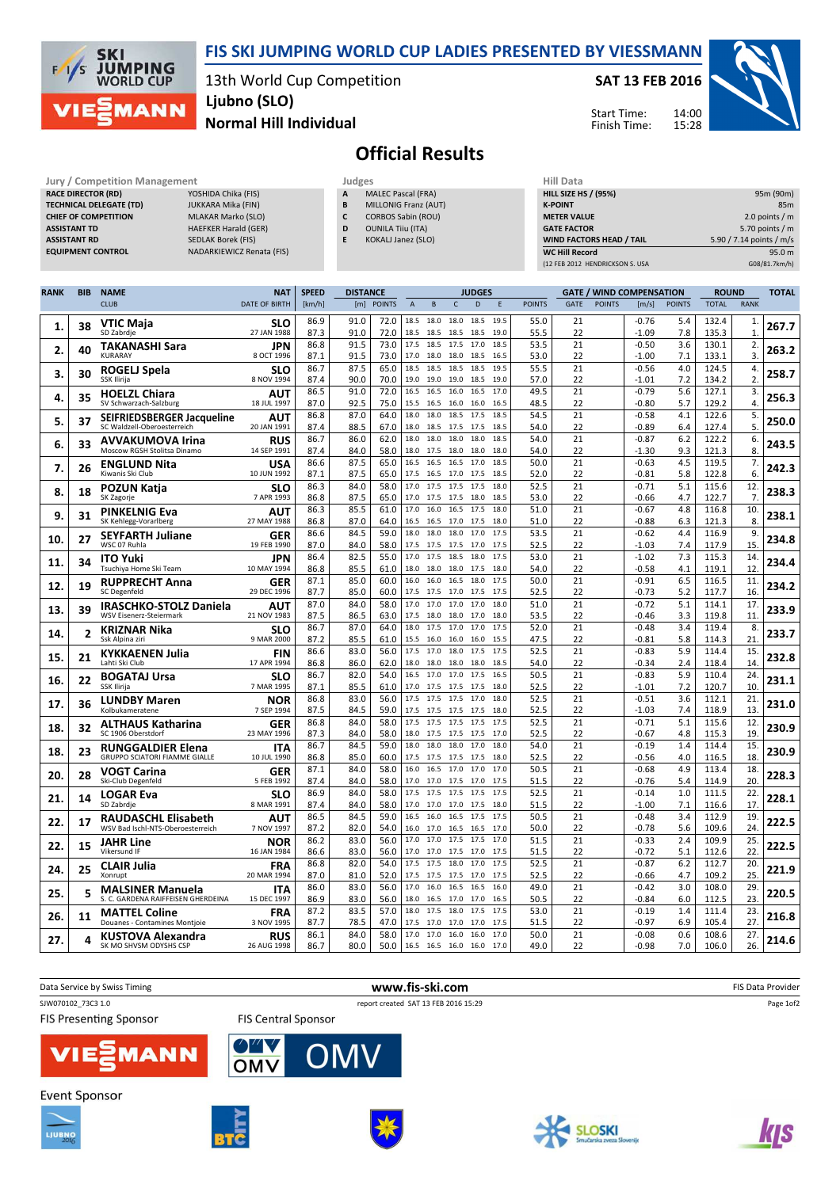# FIS SKI JUMPING WORLD CUP LADIES PRESENTED BY VIESSMANN

13th World Cup Competition
Ljubno (SLO)
Normal Hill Individual

**SAT 13 FEB 2016**

Start Time: 14:00
Finish Time: 15:28

## Official Results

| Jury / Competition Management | |
|---|---|
| RACE DIRECTOR (RD) | YOSHIDA Chika (FIS) |
| TECHNICAL DELEGATE (TD) | JUKKARA Mika (FIN) |
| CHIEF OF COMPETITION | MLAKAR Marko (SLO) |
| ASSISTANT TD | HAEFKER Harald (GER) |
| ASSISTANT RD | SEDLAK Borek (FIS) |
| EQUIPMENT CONTROL | NADARKIEWICZ Renata (FIS) |

| Judges | |
|---|---|
| A | MALEC Pascal (FRA) |
| B | MILLONIG Franz (AUT) |
| C | CORBOS Sabin (ROU) |
| D | OUNILA Tiiu (ITA) |
| E | KOKALJ Janez (SLO) |

| Hill Data | |
|---|---|
| HILL SIZE HS / (95%) | 95m (90m) |
| K-POINT | 85m |
| METER VALUE | 2.0 points / m |
| GATE FACTOR | 5.70 points / m |
| WIND FACTORS HEAD / TAIL | 5.90 / 7.14 points / m/s |
| WC Hill Record | 95.0 m |
| (12 FEB 2012 HENDRICKSON S. USA | G08/81.7km/h) |

| RANK | BIB | NAME / CLUB | NAT / DATE OF BIRTH | SPEED [km/h] | DISTANCE [m] | DISTANCE POINTS | A | B | C | D | E | JUDGES POINTS | GATE | GATE POINTS | WIND [m/s] | WIND POINTS | ROUND TOTAL | ROUND RANK | TOTAL |
|---|---|---|---|---|---|---|---|---|---|---|---|---|---|---|---|---|---|---|---|
| 1. | 38 | VTIC Maja | SLO | 86.9 | 91.0 | 72.0 | 18.5 | 18.0 | 18.0 | 18.5 | 19.5 | 55.0 | 21 | | -0.76 | 5.4 | 132.4 | 1. | 267.7 |
| | | SD Zabrdje | 27 JAN 1988 | 87.3 | 91.0 | 72.0 | 18.5 | 18.5 | 18.5 | 18.5 | 19.0 | 55.5 | 22 | | -1.09 | 7.8 | 135.3 | 1. | |
| 2. | 40 | TAKANASHI Sara | JPN | 86.8 | 91.5 | 73.0 | 17.5 | 18.5 | 17.5 | 17.0 | 18.5 | 53.5 | 21 | | -0.50 | 3.6 | 130.1 | 2. | 263.2 |
| | | KURARAY | 8 OCT 1996 | 87.1 | 91.5 | 73.0 | 17.0 | 18.0 | 18.0 | 18.5 | 16.5 | 53.0 | 22 | | -1.00 | 7.1 | 133.1 | 3. | |
| 3. | 30 | ROGELJ Spela | SLO | 86.7 | 87.5 | 65.0 | 18.5 | 18.5 | 18.5 | 18.5 | 19.5 | 55.5 | 21 | | -0.56 | 4.0 | 124.5 | 4. | 258.7 |
| | | SSK Ilirija | 8 NOV 1994 | 87.4 | 90.0 | 70.0 | 19.0 | 19.0 | 19.0 | 19.0 | 19.0 | 57.0 | 22 | | -1.01 | 7.2 | 134.2 | 2. | |
| 4. | 35 | HOELZL Chiara | AUT | 86.5 | 91.0 | 72.0 | 16.5 | 16.5 | 16.0 | 16.5 | 17.0 | 49.5 | 21 | | -0.79 | 5.6 | 127.1 | 3. | 256.3 |
| | | SV Schwarzach-Salzburg | 18 JUL 1997 | 87.0 | 92.5 | 75.0 | 15.5 | 16.5 | 16.0 | 16.0 | 16.5 | 48.5 | 22 | | -0.80 | 5.7 | 129.2 | 4. | |
| 5. | 37 | SEIFRIEDSBERGER Jacqueline | AUT | 86.8 | 87.0 | 64.0 | 18.0 | 18.0 | 18.5 | 17.5 | 18.5 | 54.5 | 21 | | -0.58 | 4.1 | 122.6 | 5. | 250.0 |
| | | SC Waldzell-Oberoesterreich | 20 JAN 1991 | 87.4 | 88.5 | 67.0 | 18.0 | 18.5 | 17.5 | 17.5 | 18.5 | 54.0 | 22 | | -0.89 | 6.4 | 127.4 | 5. | |
| 6. | 33 | AVVAKUMOVA Irina | RUS | 86.7 | 86.0 | 62.0 | 18.0 | 18.0 | 18.0 | 18.0 | 18.5 | 54.0 | 21 | | -0.87 | 6.2 | 122.2 | 6. | 243.5 |
| | | Moscow RGSH Stolitsa Dinamo | 14 SEP 1991 | 87.4 | 84.0 | 58.0 | 18.0 | 17.5 | 18.0 | 18.0 | 18.0 | 54.0 | 22 | | -1.30 | 9.3 | 121.3 | 8. | |
| 7. | 26 | ENGLUND Nita | USA | 86.6 | 87.5 | 65.0 | 16.5 | 16.5 | 16.5 | 17.0 | 18.5 | 50.0 | 21 | | -0.63 | 4.5 | 119.5 | 7. | 242.3 |
| | | Kiwanis Ski Club | 10 JUN 1992 | 87.1 | 87.5 | 65.0 | 17.5 | 16.5 | 17.0 | 17.5 | 18.5 | 52.0 | 22 | | -0.81 | 5.8 | 122.8 | 6. | |
| 8. | 18 | POZUN Katja | SLO | 86.3 | 84.0 | 58.0 | 17.0 | 17.5 | 17.5 | 17.5 | 18.0 | 52.5 | 21 | | -0.71 | 5.1 | 115.6 | 12. | 238.3 |
| | | SK Zagorje | 7 APR 1993 | 86.8 | 87.5 | 65.0 | 17.0 | 17.5 | 17.5 | 18.0 | 18.5 | 53.0 | 22 | | -0.66 | 4.7 | 122.7 | 7. | |
| 9. | 31 | PINKELNIG Eva | AUT | 86.3 | 85.5 | 61.0 | 17.0 | 16.0 | 16.5 | 17.5 | 18.0 | 51.0 | 21 | | -0.67 | 4.8 | 116.8 | 10. | 238.1 |
| | | SK Kehlegg-Vorarlberg | 27 MAY 1988 | 86.8 | 87.0 | 64.0 | 16.5 | 16.5 | 17.0 | 17.5 | 18.0 | 51.0 | 22 | | -0.88 | 6.3 | 121.3 | 8. | |
| 10. | 27 | SEYFARTH Juliane | GER | 86.6 | 84.5 | 59.0 | 18.0 | 18.0 | 18.0 | 17.0 | 17.5 | 53.5 | 21 | | -0.62 | 4.4 | 116.9 | 9. | 234.8 |
| | | WSC 07 Ruhla | 19 FEB 1990 | 87.0 | 84.0 | 58.0 | 17.5 | 17.5 | 17.5 | 17.0 | 17.5 | 52.5 | 22 | | -1.03 | 7.4 | 117.9 | 15. | |
| 11. | 34 | ITO Yuki | JPN | 86.4 | 82.5 | 55.0 | 17.0 | 17.5 | 18.5 | 18.0 | 17.5 | 53.0 | 21 | | -1.02 | 7.3 | 115.3 | 14. | 234.4 |
| | | Tsuchiya Home Ski Team | 10 MAY 1994 | 86.8 | 85.5 | 61.0 | 18.0 | 18.0 | 18.0 | 17.5 | 18.0 | 54.0 | 22 | | -0.58 | 4.1 | 119.1 | 12. | |
| 12. | 19 | RUPPRECHT Anna | GER | 87.1 | 85.0 | 60.0 | 16.0 | 16.0 | 16.5 | 18.0 | 17.5 | 50.0 | 21 | | -0.91 | 6.5 | 116.5 | 11. | 234.2 |
| | | SC Degenfeld | 29 DEC 1996 | 87.7 | 85.0 | 60.0 | 17.5 | 17.5 | 17.0 | 17.5 | 17.5 | 52.5 | 22 | | -0.73 | 5.2 | 117.7 | 16. | |
| 13. | 39 | IRASCHKO-STOLZ Daniela | AUT | 87.0 | 84.0 | 58.0 | 17.0 | 17.0 | 17.0 | 17.0 | 18.0 | 51.0 | 21 | | -0.72 | 5.1 | 114.1 | 17. | 233.9 |
| | | WSV Eisenerz-Steiermark | 21 NOV 1983 | 87.5 | 86.5 | 63.0 | 17.5 | 18.0 | 18.0 | 17.0 | 18.0 | 53.5 | 22 | | -0.46 | 3.3 | 119.8 | 11. | |
| 14. | 2 | KRIZNAR Nika | SLO | 86.7 | 87.0 | 64.0 | 18.0 | 17.5 | 17.0 | 17.0 | 17.5 | 52.0 | 21 | | -0.48 | 3.4 | 119.4 | 8. | 233.7 |
| | | Ssk Alpina ziri | 9 MAR 2000 | 87.2 | 85.5 | 61.0 | 15.5 | 16.0 | 16.0 | 16.0 | 15.5 | 47.5 | 22 | | -0.81 | 5.8 | 114.3 | 21. | |
| 15. | 21 | KYKKAENEN Julia | FIN | 86.6 | 83.0 | 56.0 | 17.5 | 17.0 | 18.0 | 17.5 | 17.5 | 52.5 | 21 | | -0.83 | 5.9 | 114.4 | 15. | 232.8 |
| | | Lahti Ski Club | 17 APR 1994 | 86.8 | 86.0 | 62.0 | 18.0 | 18.0 | 18.0 | 18.0 | 18.5 | 54.0 | 22 | | -0.34 | 2.4 | 118.4 | 14. | |
| 16. | 22 | BOGATAJ Ursa | SLO | 86.7 | 82.0 | 54.0 | 16.5 | 17.0 | 17.0 | 17.5 | 16.5 | 50.5 | 21 | | -0.83 | 5.9 | 110.4 | 24. | 231.1 |
| | | SSK Ilirija | 7 MAR 1995 | 87.1 | 85.5 | 61.0 | 17.0 | 17.5 | 17.5 | 17.5 | 18.0 | 52.5 | 22 | | -1.01 | 7.2 | 120.7 | 10. | |
| 17. | 36 | LUNDBY Maren | NOR | 86.8 | 83.0 | 56.0 | 17.5 | 17.5 | 17.5 | 17.0 | 18.0 | 52.5 | 21 | | -0.51 | 3.6 | 112.1 | 21. | 231.0 |
| | | Kolbukameratene | 7 SEP 1994 | 87.5 | 84.5 | 59.0 | 17.5 | 17.5 | 17.5 | 17.5 | 18.0 | 52.5 | 22 | | -1.03 | 7.4 | 118.9 | 13. | |
| 18. | 32 | ALTHAUS Katharina | GER | 86.8 | 84.0 | 58.0 | 17.5 | 17.5 | 17.5 | 17.5 | 17.5 | 52.5 | 21 | | -0.71 | 5.1 | 115.6 | 12. | 230.9 |
| | | SC 1906 Oberstdorf | 23 MAY 1996 | 87.3 | 84.0 | 58.0 | 18.0 | 17.5 | 17.5 | 17.5 | 17.0 | 52.5 | 22 | | -0.67 | 4.8 | 115.3 | 19. | |
| 18. | 23 | RUNGGALDIER Elena | ITA | 86.7 | 84.5 | 59.0 | 18.0 | 18.0 | 18.0 | 17.0 | 18.0 | 54.0 | 21 | | -0.19 | 1.4 | 114.4 | 15. | 230.9 |
| | | GRUPPO SCIATORI FIAMME GIALLE | 10 JUL 1990 | 86.8 | 85.0 | 60.0 | 17.5 | 17.5 | 17.5 | 17.5 | 18.0 | 52.5 | 22 | | -0.56 | 4.0 | 116.5 | 18. | |
| 20. | 28 | VOGT Carina | GER | 87.1 | 84.0 | 58.0 | 16.0 | 16.5 | 17.0 | 17.0 | 17.0 | 50.5 | 21 | | -0.68 | 4.9 | 113.4 | 18. | 228.3 |
| | | Ski-Club Degenfeld | 5 FEB 1992 | 87.4 | 84.0 | 58.0 | 17.0 | 17.0 | 17.5 | 17.0 | 17.5 | 51.5 | 22 | | -0.76 | 5.4 | 114.9 | 20. | |
| 21. | 14 | LOGAR Eva | SLO | 86.9 | 84.0 | 58.0 | 17.5 | 17.5 | 17.5 | 17.5 | 17.5 | 52.5 | 21 | | -0.14 | 1.0 | 111.5 | 22. | 228.1 |
| | | SD Zabrdje | 8 MAR 1991 | 87.4 | 84.0 | 58.0 | 17.0 | 17.0 | 17.0 | 17.5 | 18.0 | 51.5 | 22 | | -1.00 | 7.1 | 116.6 | 17. | |
| 22. | 17 | RAUDASCHL Elisabeth | AUT | 86.5 | 84.5 | 59.0 | 16.5 | 16.0 | 16.5 | 17.5 | 17.5 | 50.5 | 21 | | -0.48 | 3.4 | 112.9 | 19. | 222.5 |
| | | WSV Bad Ischl-NTS-Oberoesterreich | 7 NOV 1997 | 87.2 | 82.0 | 54.0 | 16.0 | 17.0 | 16.5 | 16.5 | 17.0 | 50.0 | 22 | | -0.78 | 5.6 | 109.6 | 24. | |
| 22. | 15 | JAHR Line | NOR | 86.2 | 83.0 | 56.0 | 17.0 | 17.0 | 17.5 | 17.5 | 17.0 | 51.5 | 21 | | -0.33 | 2.4 | 109.9 | 25. | 222.5 |
| | | Vikersund IF | 16 JAN 1984 | 86.6 | 83.0 | 56.0 | 17.0 | 17.0 | 17.5 | 17.0 | 17.5 | 51.5 | 22 | | -0.72 | 5.1 | 112.6 | 22. | |
| 24. | 25 | CLAIR Julia | FRA | 86.8 | 82.0 | 54.0 | 17.5 | 17.5 | 18.0 | 17.0 | 17.5 | 52.5 | 21 | | -0.87 | 6.2 | 112.7 | 20. | 221.9 |
| | | Xonrupt | 20 MAR 1994 | 87.0 | 81.0 | 52.0 | 17.5 | 17.5 | 17.5 | 17.0 | 17.5 | 52.5 | 22 | | -0.66 | 4.7 | 109.2 | 25. | |
| 25. | 5 | MALSINER Manuela | ITA | 86.0 | 83.0 | 56.0 | 17.0 | 16.0 | 16.5 | 16.5 | 16.0 | 49.0 | 21 | | -0.42 | 3.0 | 108.0 | 29. | 220.5 |
| | | S. C. GARDENA RAIFFEISEN GHERDEINA | 15 DEC 1997 | 86.9 | 83.0 | 56.0 | 18.0 | 16.5 | 17.0 | 17.0 | 16.5 | 50.5 | 22 | | -0.84 | 6.0 | 112.5 | 23. | |
| 26. | 11 | MATTEL Coline | FRA | 87.2 | 83.5 | 57.0 | 18.0 | 17.5 | 18.0 | 17.5 | 17.5 | 53.0 | 21 | | -0.19 | 1.4 | 111.4 | 23. | 216.8 |
| | | Douanes - Contamines Montjoie | 3 NOV 1995 | 87.7 | 78.5 | 47.0 | 17.5 | 17.0 | 17.0 | 17.0 | 17.5 | 51.5 | 22 | | -0.97 | 6.9 | 105.4 | 27. | |
| 27. | 4 | KUSTOVA Alexandra | RUS | 86.1 | 84.0 | 58.0 | 17.0 | 17.0 | 16.0 | 16.0 | 17.0 | 50.0 | 21 | | -0.08 | 0.6 | 108.6 | 27. | 214.6 |
| | | SK MO SHVSM ODYSHS CSP | 26 AUG 1998 | 86.7 | 80.0 | 50.0 | 16.5 | 16.5 | 16.0 | 16.0 | 17.0 | 49.0 | 22 | | -0.98 | 7.0 | 106.0 | 26. | |

Data Service by Swiss Timing — www.fis-ski.com — FIS Data Provider

SJW070102_73C3 1.0 — report created SAT 13 FEB 2016 15:29

FIS Presenting Sponsor — FIS Central Sponsor

Event Sponsor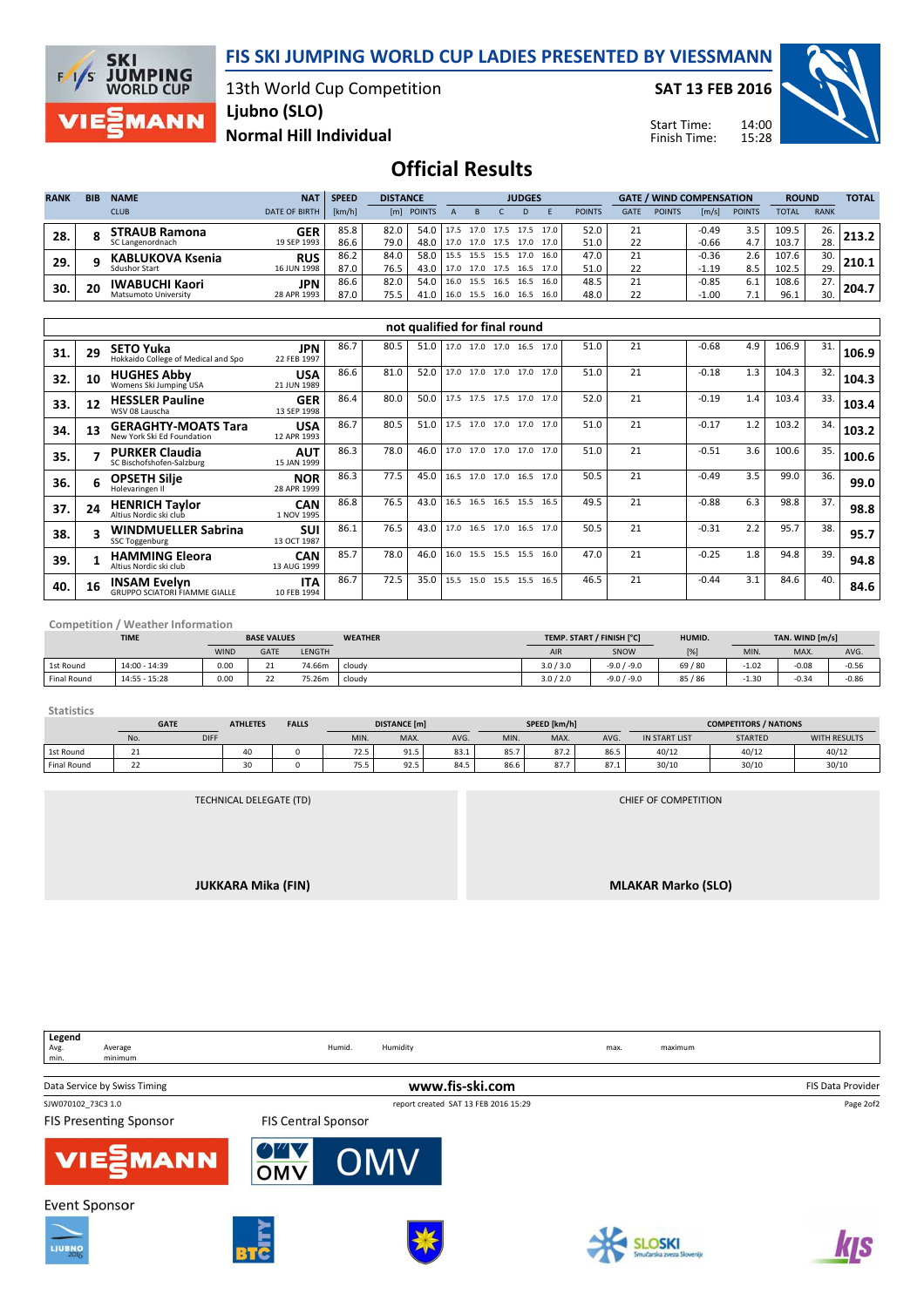# FIS SKI JUMPING WORLD CUP LADIES PRESENTED BY VIESSMANN

13th World Cup Competition
**Ljubno (SLO)**
**Normal Hill Individual**

**SAT 13 FEB 2016**

Start Time: 14:00
Finish Time: 15:28

## Official Results

| RANK | BIB | NAME / CLUB | NAT / DATE OF BIRTH | SPEED [km/h] | DISTANCE [m] | DISTANCE POINTS | A | B | C | D | E | JUDGES POINTS | GATE | GATE POINTS | WIND [m/s] | WIND POINTS | ROUND TOTAL | ROUND RANK | TOTAL |
|---|---|---|---|---|---|---|---|---|---|---|---|---|---|---|---|---|---|---|---|
| 28. | 8 | **STRAUB Ramona** SC Langenordnach | **GER** 19 SEP 1993 | 85.8 / 86.6 | 82.0 / 79.0 | 54.0 / 48.0 | 17.5 / 17.0 | 17.0 / 17.0 | 17.5 / 17.5 | 17.5 / 17.0 | 17.0 / 17.0 | 52.0 / 51.0 | 21 / 22 | | -0.49 / -0.66 | 3.5 / 4.7 | 109.5 / 103.7 | 26. / 28. | **213.2** |
| 29. | 9 | **KABLUKOVA Ksenia** Sdushor Start | **RUS** 16 JUN 1998 | 86.2 / 87.0 | 84.0 / 76.5 | 58.0 / 43.0 | 15.5 / 17.0 | 15.5 / 17.0 | 15.5 / 17.5 | 17.0 / 16.5 | 16.0 / 17.0 | 47.0 / 51.0 | 21 / 22 | | -0.36 / -1.19 | 2.6 / 8.5 | 107.6 / 102.5 | 30. / 29. | **210.1** |
| 30. | 20 | **IWABUCHI Kaori** Matsumoto University | **JPN** 28 APR 1993 | 86.6 / 87.0 | 82.0 / 75.5 | 54.0 / 41.0 | 16.0 / 16.0 | 15.5 / 15.5 | 16.5 / 16.0 | 16.5 / 16.5 | 16.0 / 16.0 | 48.5 / 48.0 | 21 / 22 | | -0.85 / -1.00 | 6.1 / 7.1 | 108.6 / 96.1 | 27. / 30. | **204.7** |

**not qualified for final round**

| RANK | BIB | NAME / CLUB | NAT / DATE OF BIRTH | SPEED [km/h] | DISTANCE [m] | DISTANCE POINTS | A | B | C | D | E | JUDGES POINTS | GATE | GATE POINTS | WIND [m/s] | WIND POINTS | ROUND TOTAL | ROUND RANK | TOTAL |
|---|---|---|---|---|---|---|---|---|---|---|---|---|---|---|---|---|---|---|---|
| 31. | 29 | **SETO Yuka** Hokkaido College of Medical and Spo | **JPN** 22 FEB 1997 | 86.7 | 80.5 | 51.0 | 17.0 | 17.0 | 17.0 | 16.5 | 17.0 | 51.0 | 21 | | -0.68 | 4.9 | 106.9 | 31. | **106.9** |
| 32. | 10 | **HUGHES Abby** Womens Ski Jumping USA | **USA** 21 JUN 1989 | 86.6 | 81.0 | 52.0 | 17.0 | 17.0 | 17.0 | 17.0 | 17.0 | 51.0 | 21 | | -0.18 | 1.3 | 104.3 | 32. | **104.3** |
| 33. | 12 | **HESSLER Pauline** WSV 08 Lauscha | **GER** 13 SEP 1998 | 86.4 | 80.0 | 50.0 | 17.5 | 17.5 | 17.5 | 17.0 | 17.0 | 52.0 | 21 | | -0.19 | 1.4 | 103.4 | 33. | **103.4** |
| 34. | 13 | **GERAGHTY-MOATS Tara** New York Ski Ed Foundation | **USA** 12 APR 1993 | 86.7 | 80.5 | 51.0 | 17.5 | 17.0 | 17.0 | 17.0 | 17.0 | 51.0 | 21 | | -0.17 | 1.2 | 103.2 | 34. | **103.2** |
| 35. | 7 | **PURKER Claudia** SC Bischofshofen-Salzburg | **AUT** 15 JAN 1999 | 86.3 | 78.0 | 46.0 | 17.0 | 17.0 | 17.0 | 17.0 | 17.0 | 51.0 | 21 | | -0.51 | 3.6 | 100.6 | 35. | **100.6** |
| 36. | 6 | **OPSETH Silje** Holevaringen Il | **NOR** 28 APR 1999 | 86.3 | 77.5 | 45.0 | 16.5 | 17.0 | 17.0 | 16.5 | 17.0 | 50.5 | 21 | | -0.49 | 3.5 | 99.0 | 36. | **99.0** |
| 37. | 24 | **HENRICH Taylor** Altius Nordic ski club | **CAN** 1 NOV 1995 | 86.8 | 76.5 | 43.0 | 16.5 | 16.5 | 16.5 | 15.5 | 16.5 | 49.5 | 21 | | -0.88 | 6.3 | 98.8 | 37. | **98.8** |
| 38. | 3 | **WINDMUELLER Sabrina** SSC Toggenburg | **SUI** 13 OCT 1987 | 86.1 | 76.5 | 43.0 | 17.0 | 16.5 | 17.0 | 16.5 | 17.0 | 50.5 | 21 | | -0.31 | 2.2 | 95.7 | 38. | **95.7** |
| 39. | 1 | **HAMMING Eleora** Altius Nordic ski club | **CAN** 13 AUG 1999 | 85.7 | 78.0 | 46.0 | 16.0 | 15.5 | 15.5 | 15.5 | 16.0 | 47.0 | 21 | | -0.25 | 1.8 | 94.8 | 39. | **94.8** |
| 40. | 16 | **INSAM Evelyn** GRUPPO SCIATORI FIAMME GIALLE | **ITA** 10 FEB 1994 | 86.7 | 72.5 | 35.0 | 15.5 | 15.0 | 15.5 | 15.5 | 16.5 | 46.5 | 21 | | -0.44 | 3.1 | 84.6 | 40. | **84.6** |

### Competition / Weather Information

| | TIME | BASE VALUES WIND | BASE VALUES GATE | BASE VALUES LENGTH | WEATHER | TEMP. AIR [°C] | TEMP. SNOW [°C] | HUMID. [%] | TAN. WIND MIN. [m/s] | TAN. WIND MAX. [m/s] | TAN. WIND AVG. [m/s] |
|---|---|---|---|---|---|---|---|---|---|---|---|
| 1st Round | 14:00 - 14:39 | 0.00 | 21 | 74.66m | cloudy | 3.0 / 3.0 | -9.0 / -9.0 | 69 / 80 | -1.02 | -0.08 | -0.56 |
| Final Round | 14:55 - 15:28 | 0.00 | 22 | 75.26m | cloudy | 3.0 / 2.0 | -9.0 / -9.0 | 85 / 86 | -1.30 | -0.34 | -0.86 |

### Statistics

| | GATE No. | GATE DIFF | ATHLETES | FALLS | DISTANCE MIN. [m] | DISTANCE MAX. [m] | DISTANCE AVG. [m] | SPEED MIN. [km/h] | SPEED MAX. [km/h] | SPEED AVG. [km/h] | IN START LIST | STARTED | WITH RESULTS |
|---|---|---|---|---|---|---|---|---|---|---|---|---|---|
| 1st Round | 21 | | 40 | 0 | 72.5 | 91.5 | 83.1 | 85.7 | 87.2 | 86.5 | 40/12 | 40/12 | 40/12 |
| Final Round | 22 | | 30 | 0 | 75.5 | 92.5 | 84.5 | 86.6 | 87.7 | 87.1 | 30/10 | 30/10 | 30/10 |

TECHNICAL DELEGATE (TD): **JUKKARA Mika (FIN)**

CHIEF OF COMPETITION: **MLAKAR Marko (SLO)**

**Legend**
Avg. Average
min. minimum
Humid. Humidity
max. maximum

Data Service by Swiss Timing — www.fis-ski.com — FIS Data Provider

SJW070102_73C3 1.0 — report created SAT 13 FEB 2016 15:29

FIS Presenting Sponsor: VIESSMANN
FIS Central Sponsor: OMV
Event Sponsor